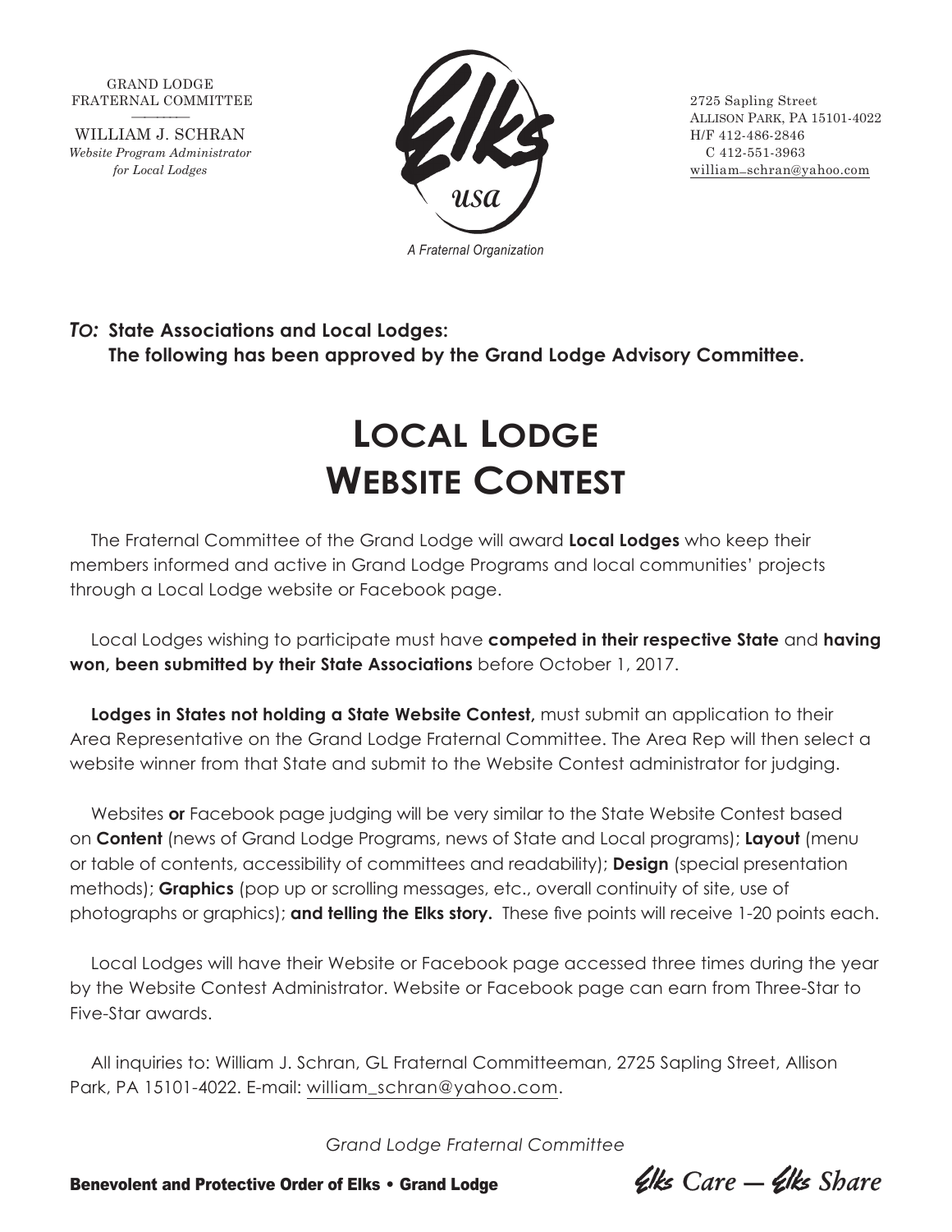GRAND LODGE
FRATERNAL COMMITTEE

WILLIAM J. SCHRAN
*Website Program Administrator*
*for Local Lodges*

Elks usa

*A Fraternal Organization*

2725 Sapling Street
Allison Park, PA 15101-4022
H/F 412-486-2846
C 412-551-3963
william_schran@yahoo.com

***To:*** **State Associations and Local Lodges:**
**The following has been approved by the Grand Lodge Advisory Committee.**

# Local Lodge Website Contest

The Fraternal Committee of the Grand Lodge will award **Local Lodges** who keep their members informed and active in Grand Lodge Programs and local communities' projects through a Local Lodge website or Facebook page.

Local Lodges wishing to participate must have **competed in their respective State** and **having won, been submitted by their State Associations** before October 1, 2017.

**Lodges in States not holding a State Website Contest,** must submit an application to their Area Representative on the Grand Lodge Fraternal Committee. The Area Rep will then select a website winner from that State and submit to the Website Contest administrator for judging.

Websites **or** Facebook page judging will be very similar to the State Website Contest based on **Content** (news of Grand Lodge Programs, news of State and Local programs); **Layout** (menu or table of contents, accessibility of committees and readability); **Design** (special presentation methods); **Graphics** (pop up or scrolling messages, etc., overall continuity of site, use of photographs or graphics); **and telling the Elks story.** These five points will receive 1-20 points each.

Local Lodges will have their Website or Facebook page accessed three times during the year by the Website Contest Administrator. Website or Facebook page can earn from Three-Star to Five-Star awards.

All inquiries to: William J. Schran, GL Fraternal Committeeman, 2725 Sapling Street, Allison Park, PA 15101-4022. E-mail: william_schran@yahoo.com.

*Grand Lodge Fraternal Committee*

**Benevolent and Protective Order of Elks • Grand Lodge**

*Elks Care — Elks Share*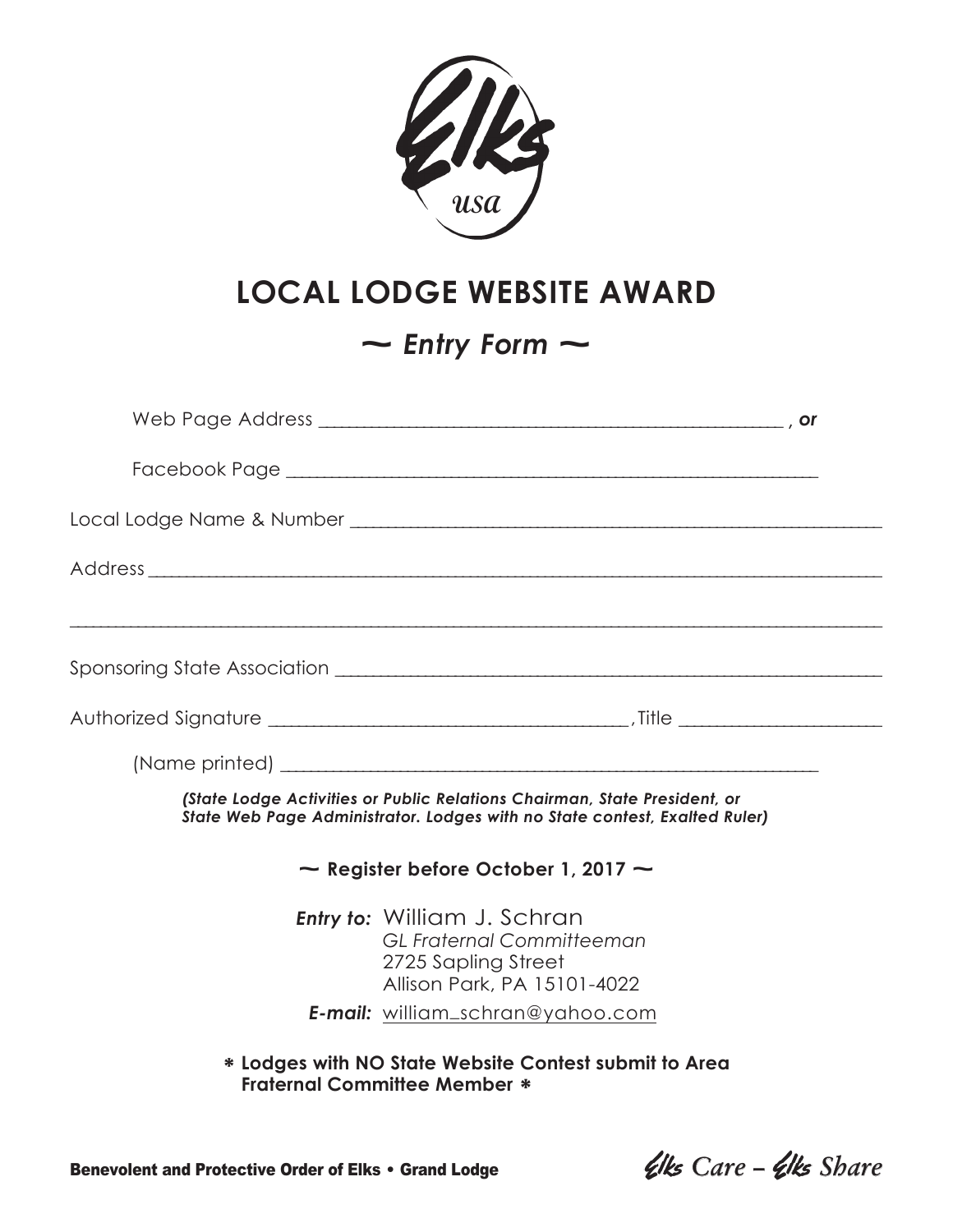# LOCAL LODGE WEBSITE AWARD

## ~ *Entry Form* ~

Web Page Address ______________________________________________________ , ***or***

Facebook Page ____________________________________________________________

Local Lodge Name & Number ____________________________________________________________

Address ____________________________________________________________

____________________________________________________________

Sponsoring State Association ____________________________________________________________

Authorized Signature ______________________________________ , Title _____________________

(Name printed) ____________________________________________________________

***(State Lodge Activities or Public Relations Chairman, State President, or State Web Page Administrator. Lodges with no State contest, Exalted Ruler)***

**~ Register before October 1, 2017 ~**

***Entry to:*** William J. Schran
*GL Fraternal Committeeman*
2725 Sapling Street
Allison Park, PA 15101-4022

***E-mail:*** william_schran@yahoo.com

**\* Lodges with NO State Website Contest submit to Area Fraternal Committee Member \***

**Benevolent and Protective Order of Elks • Grand Lodge**

*Elks Care – Elks Share*